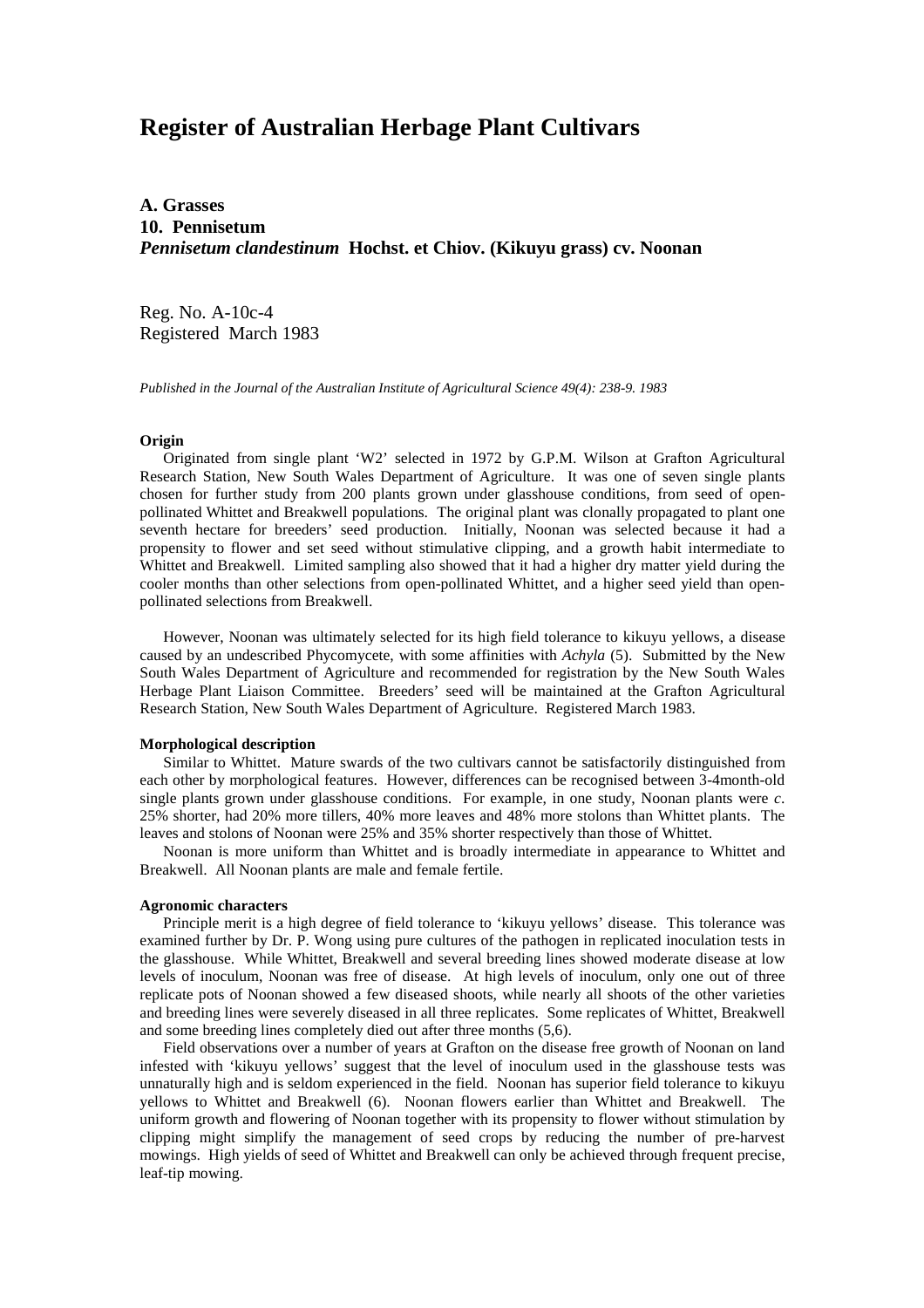# Register of Australian Herbage Plant Cultivars

**A. Grasses**
**10. Pennisetum**
***Pennisetum clandestinum* Hochst. et Chiov. (Kikuyu grass) cv. Noonan**

Reg. No. A-10c-4
Registered March 1983

*Published in the Journal of the Australian Institute of Agricultural Science 49(4): 238-9. 1983*

#### Origin

Originated from single plant 'W2' selected in 1972 by G.P.M. Wilson at Grafton Agricultural Research Station, New South Wales Department of Agriculture. It was one of seven single plants chosen for further study from 200 plants grown under glasshouse conditions, from seed of open-pollinated Whittet and Breakwell populations. The original plant was clonally propagated to plant one seventh hectare for breeders' seed production. Initially, Noonan was selected because it had a propensity to flower and set seed without stimulative clipping, and a growth habit intermediate to Whittet and Breakwell. Limited sampling also showed that it had a higher dry matter yield during the cooler months than other selections from open-pollinated Whittet, and a higher seed yield than open-pollinated selections from Breakwell.

However, Noonan was ultimately selected for its high field tolerance to kikuyu yellows, a disease caused by an undescribed Phycomycete, with some affinities with *Achyla* (5). Submitted by the New South Wales Department of Agriculture and recommended for registration by the New South Wales Herbage Plant Liaison Committee. Breeders' seed will be maintained at the Grafton Agricultural Research Station, New South Wales Department of Agriculture. Registered March 1983.

#### Morphological description

Similar to Whittet. Mature swards of the two cultivars cannot be satisfactorily distinguished from each other by morphological features. However, differences can be recognised between 3-4month-old single plants grown under glasshouse conditions. For example, in one study, Noonan plants were *c*. 25% shorter, had 20% more tillers, 40% more leaves and 48% more stolons than Whittet plants. The leaves and stolons of Noonan were 25% and 35% shorter respectively than those of Whittet.

Noonan is more uniform than Whittet and is broadly intermediate in appearance to Whittet and Breakwell. All Noonan plants are male and female fertile.

#### Agronomic characters

Principle merit is a high degree of field tolerance to 'kikuyu yellows' disease. This tolerance was examined further by Dr. P. Wong using pure cultures of the pathogen in replicated inoculation tests in the glasshouse. While Whittet, Breakwell and several breeding lines showed moderate disease at low levels of inoculum, Noonan was free of disease. At high levels of inoculum, only one out of three replicate pots of Noonan showed a few diseased shoots, while nearly all shoots of the other varieties and breeding lines were severely diseased in all three replicates. Some replicates of Whittet, Breakwell and some breeding lines completely died out after three months (5,6).

Field observations over a number of years at Grafton on the disease free growth of Noonan on land infested with 'kikuyu yellows' suggest that the level of inoculum used in the glasshouse tests was unnaturally high and is seldom experienced in the field. Noonan has superior field tolerance to kikuyu yellows to Whittet and Breakwell (6). Noonan flowers earlier than Whittet and Breakwell. The uniform growth and flowering of Noonan together with its propensity to flower without stimulation by clipping might simplify the management of seed crops by reducing the number of pre-harvest mowings. High yields of seed of Whittet and Breakwell can only be achieved through frequent precise, leaf-tip mowing.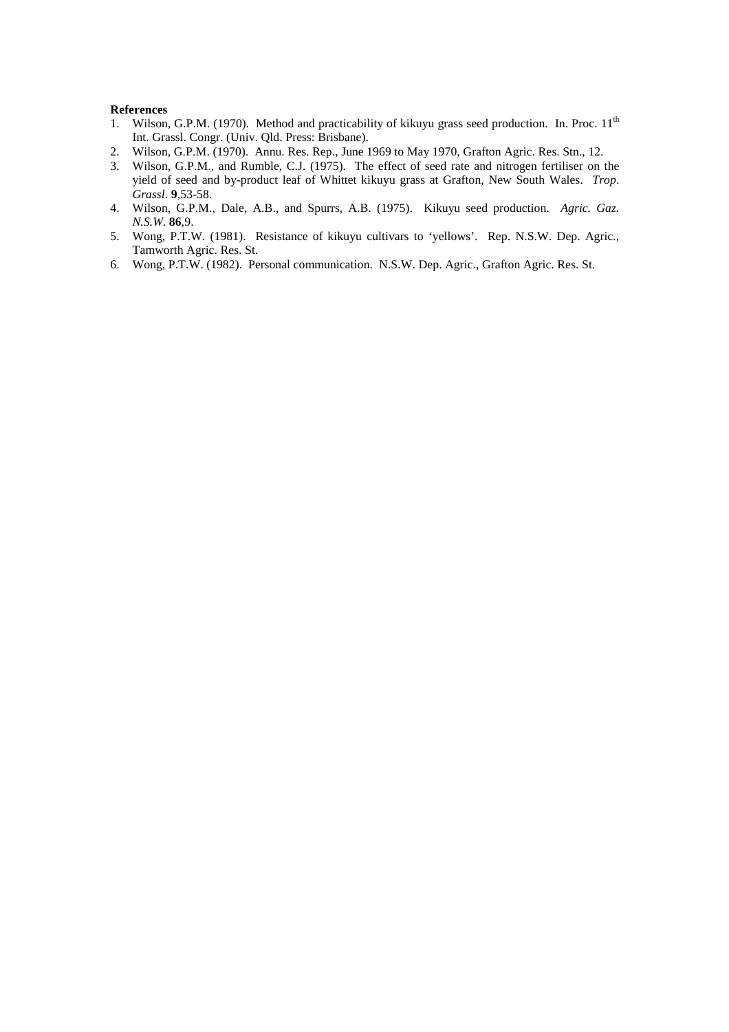**References**

1. Wilson, G.P.M. (1970). Method and practicability of kikuyu grass seed production. In. Proc. 11$^{th}$ Int. Grassl. Congr. (Univ. Qld. Press: Brisbane).
2. Wilson, G.P.M. (1970). Annu. Res. Rep., June 1969 to May 1970, Grafton Agric. Res. Stn., 12.
3. Wilson, G.P.M., and Rumble, C.J. (1975). The effect of seed rate and nitrogen fertiliser on the yield of seed and by-product leaf of Whittet kikuyu grass at Grafton, New South Wales. *Trop. Grassl*. **9**,53-58.
4. Wilson, G.P.M., Dale, A.B., and Spurrs, A.B. (1975). Kikuyu seed production. *Agric. Gaz. N.S.W.* **86**,9.
5. Wong, P.T.W. (1981). Resistance of kikuyu cultivars to 'yellows'. Rep. N.S.W. Dep. Agric., Tamworth Agric. Res. St.
6. Wong, P.T.W. (1982). Personal communication. N.S.W. Dep. Agric., Grafton Agric. Res. St.